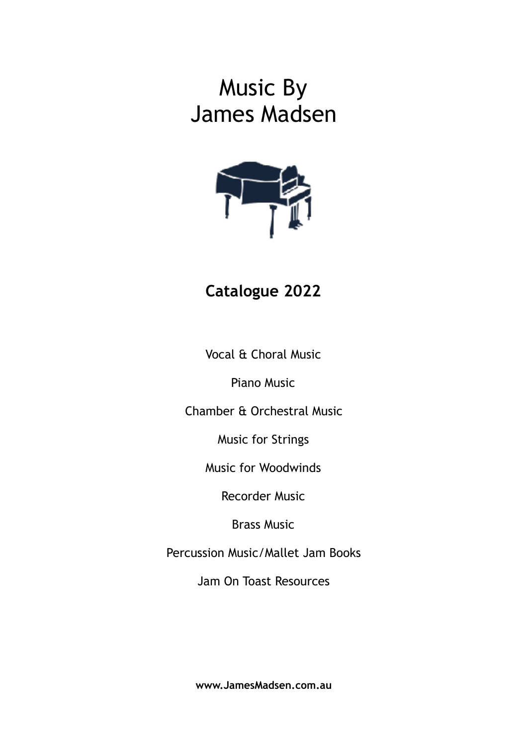# Music By
# James Madsen

**Catalogue 2022**

Vocal & Choral Music

Piano Music

Chamber & Orchestral Music

Music for Strings

Music for Woodwinds

Recorder Music

Brass Music

Percussion Music/Mallet Jam Books

Jam On Toast Resources

**www.JamesMadsen.com.au**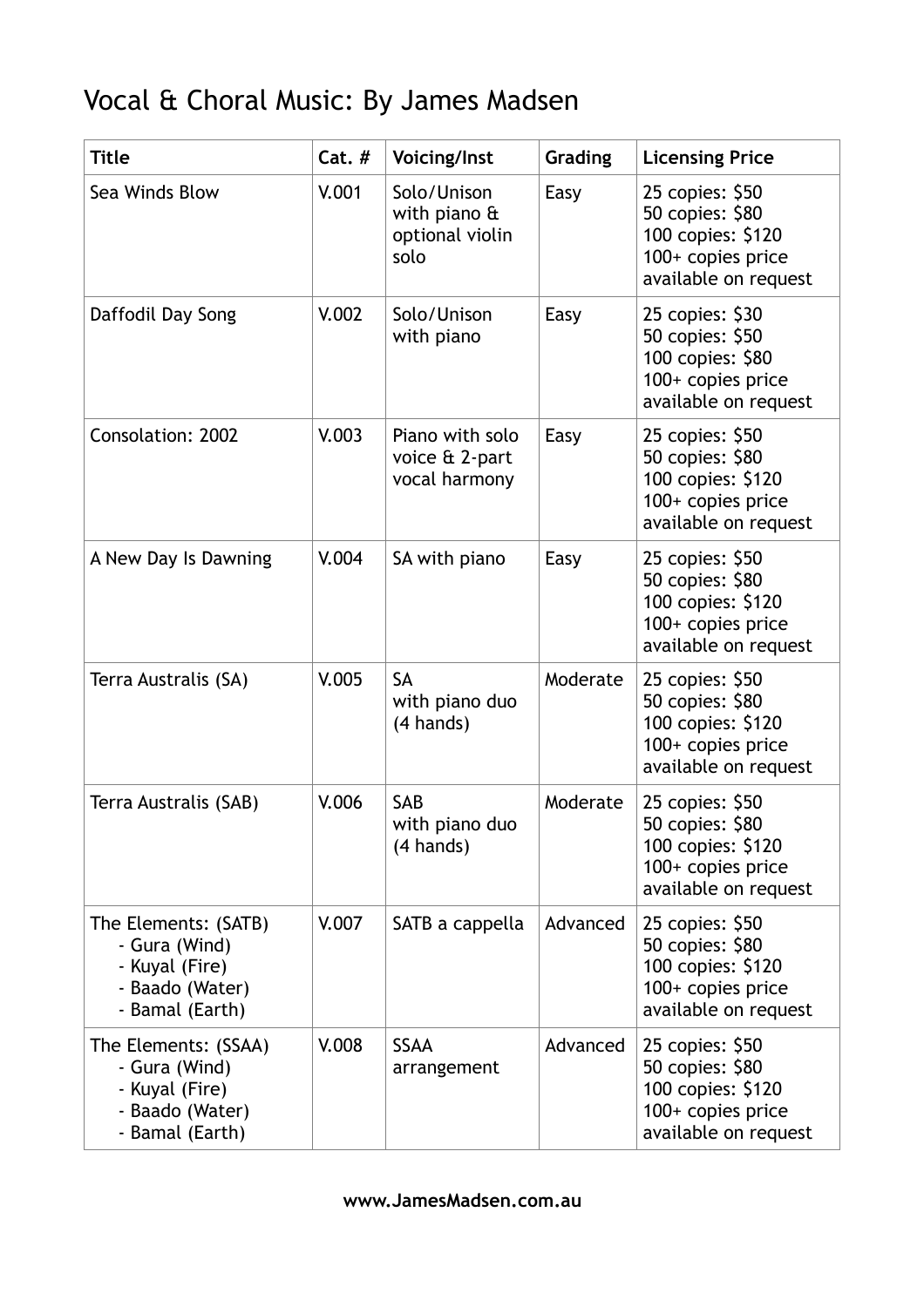# Vocal & Choral Music: By James Madsen

| Title | Cat. # | Voicing/Inst | Grading | Licensing Price |
| --- | --- | --- | --- | --- |
| Sea Winds Blow | V.001 | Solo/Unison with piano & optional violin solo | Easy | 25 copies: $50<br>50 copies: $80<br>100 copies: $120<br>100+ copies price available on request |
| Daffodil Day Song | V.002 | Solo/Unison with piano | Easy | 25 copies: $30<br>50 copies: $50<br>100 copies: $80<br>100+ copies price available on request |
| Consolation: 2002 | V.003 | Piano with solo voice & 2-part vocal harmony | Easy | 25 copies: $50<br>50 copies: $80<br>100 copies: $120<br>100+ copies price available on request |
| A New Day Is Dawning | V.004 | SA with piano | Easy | 25 copies: $50<br>50 copies: $80<br>100 copies: $120<br>100+ copies price available on request |
| Terra Australis (SA) | V.005 | SA with piano duo (4 hands) | Moderate | 25 copies: $50<br>50 copies: $80<br>100 copies: $120<br>100+ copies price available on request |
| Terra Australis (SAB) | V.006 | SAB with piano duo (4 hands) | Moderate | 25 copies: $50<br>50 copies: $80<br>100 copies: $120<br>100+ copies price available on request |
| The Elements: (SATB)<br>- Gura (Wind)<br>- Kuyal (Fire)<br>- Baado (Water)<br>- Bamal (Earth) | V.007 | SATB a cappella | Advanced | 25 copies: $50<br>50 copies: $80<br>100 copies: $120<br>100+ copies price available on request |
| The Elements: (SSAA)<br>- Gura (Wind)<br>- Kuyal (Fire)<br>- Baado (Water)<br>- Bamal (Earth) | V.008 | SSAA arrangement | Advanced | 25 copies: $50<br>50 copies: $80<br>100 copies: $120<br>100+ copies price available on request |

**www.JamesMadsen.com.au**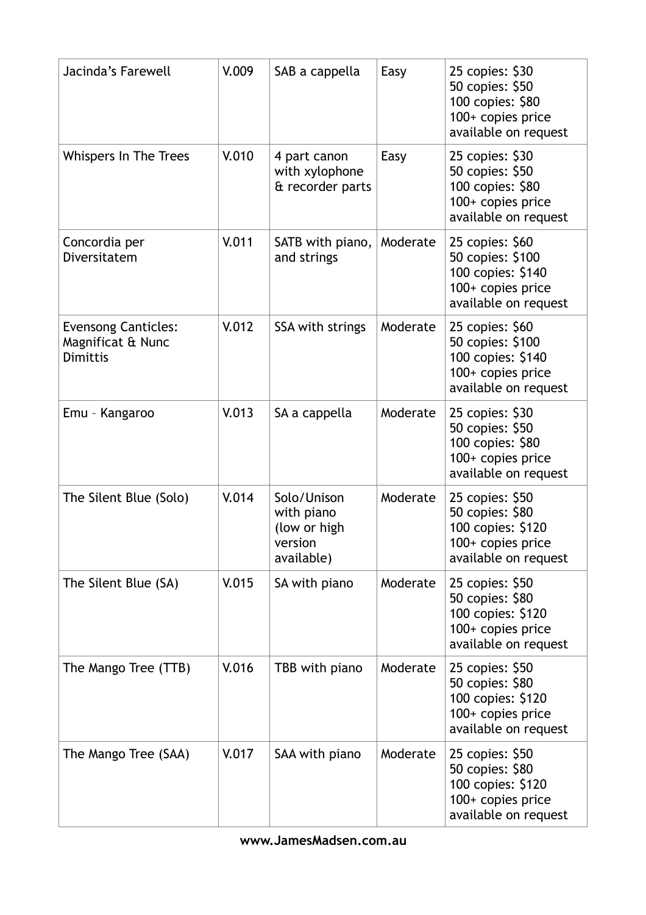| Jacinda's Farewell | V.009 | SAB a cappella | Easy | 25 copies: $30<br>50 copies: $50<br>100 copies: $80<br>100+ copies price available on request |
|---|---|---|---|---|
| Whispers In The Trees | V.010 | 4 part canon with xylophone & recorder parts | Easy | 25 copies: $30<br>50 copies: $50<br>100 copies: $80<br>100+ copies price available on request |
| Concordia per Diversitatem | V.011 | SATB with piano, and strings | Moderate | 25 copies: $60<br>50 copies: $100<br>100 copies: $140<br>100+ copies price available on request |
| Evensong Canticles: Magnificat & Nunc Dimittis | V.012 | SSA with strings | Moderate | 25 copies: $60<br>50 copies: $100<br>100 copies: $140<br>100+ copies price available on request |
| Emu – Kangaroo | V.013 | SA a cappella | Moderate | 25 copies: $30<br>50 copies: $50<br>100 copies: $80<br>100+ copies price available on request |
| The Silent Blue (Solo) | V.014 | Solo/Unison with piano (low or high version available) | Moderate | 25 copies: $50<br>50 copies: $80<br>100 copies: $120<br>100+ copies price available on request |
| The Silent Blue (SA) | V.015 | SA with piano | Moderate | 25 copies: $50<br>50 copies: $80<br>100 copies: $120<br>100+ copies price available on request |
| The Mango Tree (TTB) | V.016 | TBB with piano | Moderate | 25 copies: $50<br>50 copies: $80<br>100 copies: $120<br>100+ copies price available on request |
| The Mango Tree (SAA) | V.017 | SAA with piano | Moderate | 25 copies: $50<br>50 copies: $80<br>100 copies: $120<br>100+ copies price available on request |

**www.JamesMadsen.com.au**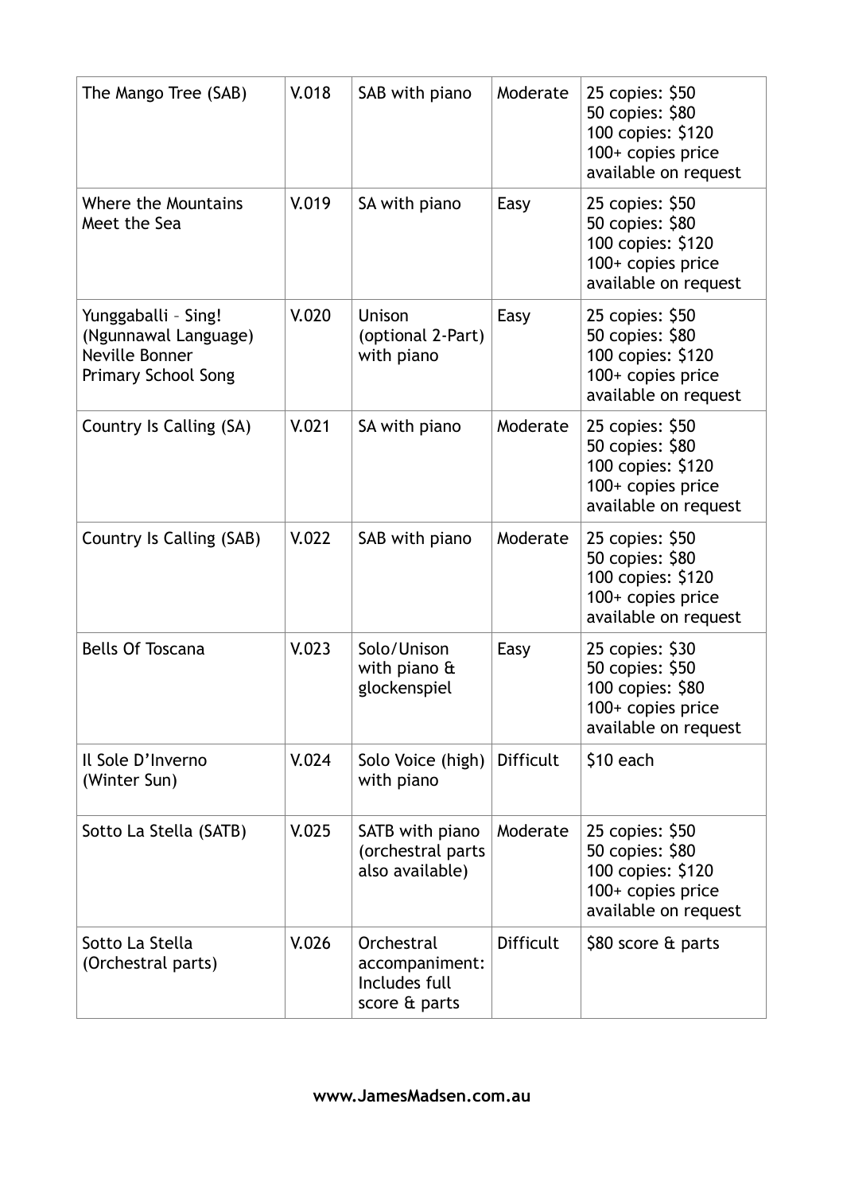| The Mango Tree (SAB) | V.018 | SAB with piano | Moderate | 25 copies: $50<br>50 copies: $80<br>100 copies: $120<br>100+ copies price available on request |
|---|---|---|---|---|
| Where the Mountains Meet the Sea | V.019 | SA with piano | Easy | 25 copies: $50<br>50 copies: $80<br>100 copies: $120<br>100+ copies price available on request |
| Yunggaballi – Sing! (Ngunnawal Language) Neville Bonner Primary School Song | V.020 | Unison (optional 2-Part) with piano | Easy | 25 copies: $50<br>50 copies: $80<br>100 copies: $120<br>100+ copies price available on request |
| Country Is Calling (SA) | V.021 | SA with piano | Moderate | 25 copies: $50<br>50 copies: $80<br>100 copies: $120<br>100+ copies price available on request |
| Country Is Calling (SAB) | V.022 | SAB with piano | Moderate | 25 copies: $50<br>50 copies: $80<br>100 copies: $120<br>100+ copies price available on request |
| Bells Of Toscana | V.023 | Solo/Unison with piano & glockenspiel | Easy | 25 copies: $30<br>50 copies: $50<br>100 copies: $80<br>100+ copies price available on request |
| Il Sole D'Inverno (Winter Sun) | V.024 | Solo Voice (high) with piano | Difficult | $10 each |
| Sotto La Stella (SATB) | V.025 | SATB with piano (orchestral parts also available) | Moderate | 25 copies: $50<br>50 copies: $80<br>100 copies: $120<br>100+ copies price available on request |
| Sotto La Stella (Orchestral parts) | V.026 | Orchestral accompaniment: Includes full score & parts | Difficult | $80 score & parts |

**www.JamesMadsen.com.au**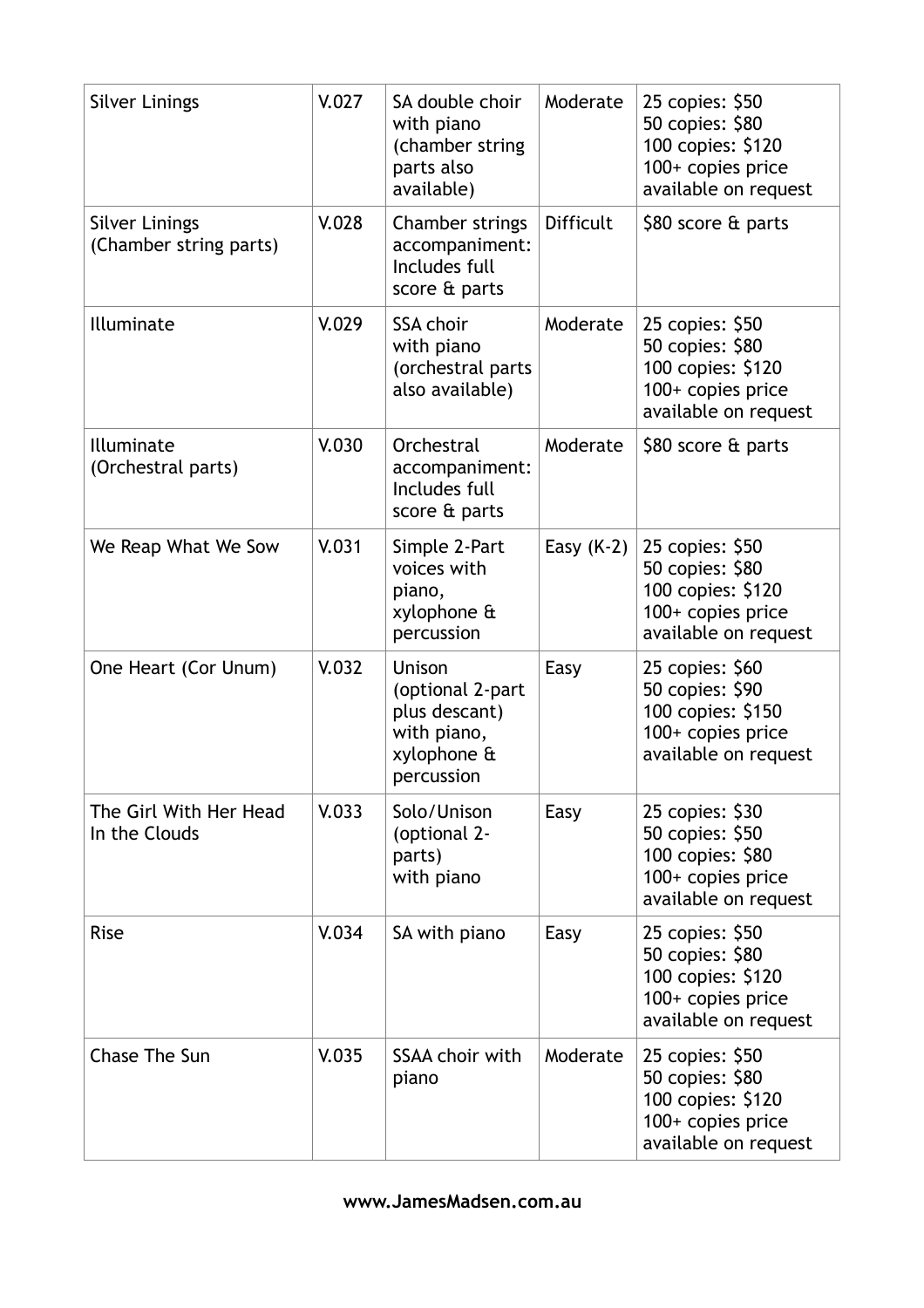| Silver Linings | V.027 | SA double choir with piano (chamber string parts also available) | Moderate | 25 copies: $50<br>50 copies: $80<br>100 copies: $120<br>100+ copies price available on request |
|---|---|---|---|---|
| Silver Linings (Chamber string parts) | V.028 | Chamber strings accompaniment: Includes full score & parts | Difficult | $80 score & parts |
| Illuminate | V.029 | SSA choir with piano (orchestral parts also available) | Moderate | 25 copies: $50<br>50 copies: $80<br>100 copies: $120<br>100+ copies price available on request |
| Illuminate (Orchestral parts) | V.030 | Orchestral accompaniment: Includes full score & parts | Moderate | $80 score & parts |
| We Reap What We Sow | V.031 | Simple 2-Part voices with piano, xylophone & percussion | Easy (K-2) | 25 copies: $50<br>50 copies: $80<br>100 copies: $120<br>100+ copies price available on request |
| One Heart (Cor Unum) | V.032 | Unison (optional 2-part plus descant) with piano, xylophone & percussion | Easy | 25 copies: $60<br>50 copies: $90<br>100 copies: $150<br>100+ copies price available on request |
| The Girl With Her Head In the Clouds | V.033 | Solo/Unison (optional 2-parts) with piano | Easy | 25 copies: $30<br>50 copies: $50<br>100 copies: $80<br>100+ copies price available on request |
| Rise | V.034 | SA with piano | Easy | 25 copies: $50<br>50 copies: $80<br>100 copies: $120<br>100+ copies price available on request |
| Chase The Sun | V.035 | SSAA choir with piano | Moderate | 25 copies: $50<br>50 copies: $80<br>100 copies: $120<br>100+ copies price available on request |

**www.JamesMadsen.com.au**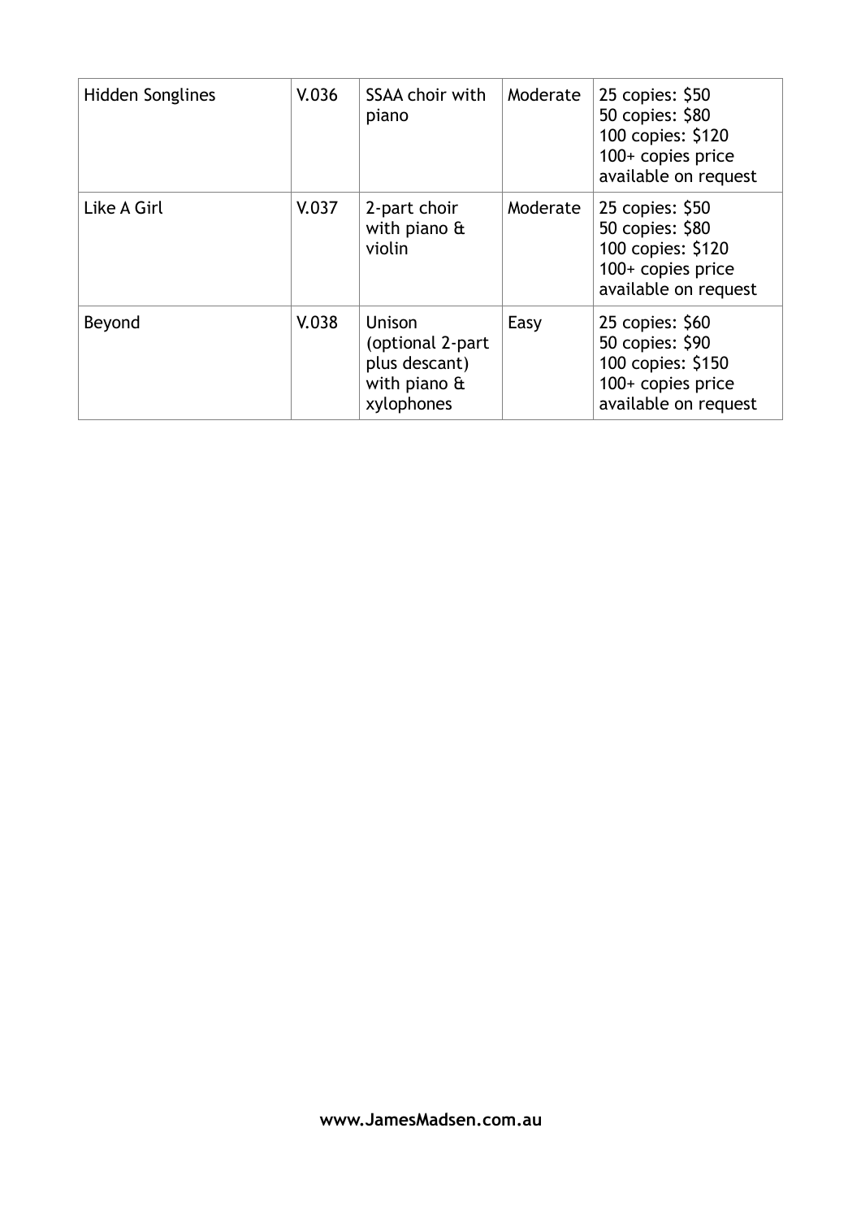| Hidden Songlines | V.036 | SSAA choir with piano | Moderate | 25 copies: $50<br>50 copies: $80<br>100 copies: $120<br>100+ copies price available on request |
|---|---|---|---|---|
| Like A Girl | V.037 | 2-part choir with piano & violin | Moderate | 25 copies: $50<br>50 copies: $80<br>100 copies: $120<br>100+ copies price available on request |
| Beyond | V.038 | Unison (optional 2-part plus descant) with piano & xylophones | Easy | 25 copies: $60<br>50 copies: $90<br>100 copies: $150<br>100+ copies price available on request |

**www.JamesMadsen.com.au**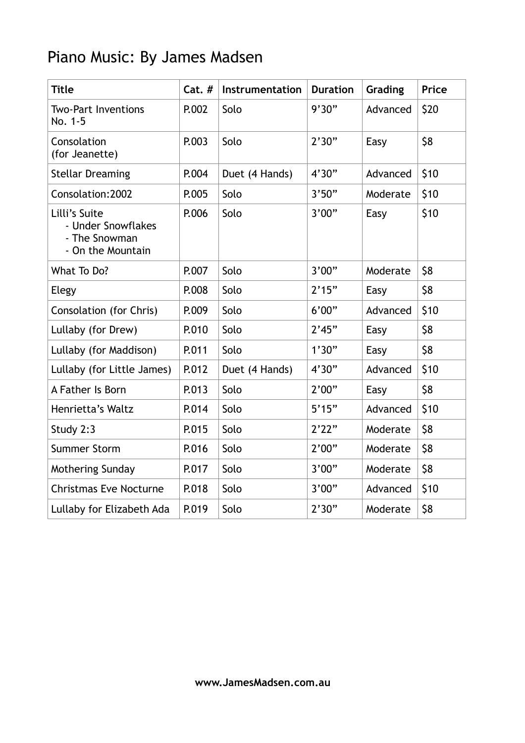# Piano Music: By James Madsen

| Title | Cat. # | Instrumentation | Duration | Grading | Price |
|---|---|---|---|---|---|
| Two-Part Inventions No. 1-5 | P.002 | Solo | 9’30” | Advanced | $20 |
| Consolation (for Jeanette) | P.003 | Solo | 2’30” | Easy | $8 |
| Stellar Dreaming | P.004 | Duet (4 Hands) | 4’30” | Advanced | $10 |
| Consolation:2002 | P.005 | Solo | 3’50” | Moderate | $10 |
| Lilli’s Suite<br>- Under Snowflakes<br>- The Snowman<br>- On the Mountain | P.006 | Solo | 3’00” | Easy | $10 |
| What To Do? | P.007 | Solo | 3’00” | Moderate | $8 |
| Elegy | P.008 | Solo | 2’15” | Easy | $8 |
| Consolation (for Chris) | P.009 | Solo | 6’00” | Advanced | $10 |
| Lullaby (for Drew) | P.010 | Solo | 2’45” | Easy | $8 |
| Lullaby (for Maddison) | P.011 | Solo | 1’30” | Easy | $8 |
| Lullaby (for Little James) | P.012 | Duet (4 Hands) | 4’30” | Advanced | $10 |
| A Father Is Born | P.013 | Solo | 2’00” | Easy | $8 |
| Henrietta’s Waltz | P.014 | Solo | 5’15” | Advanced | $10 |
| Study 2:3 | P.015 | Solo | 2’22” | Moderate | $8 |
| Summer Storm | P.016 | Solo | 2’00” | Moderate | $8 |
| Mothering Sunday | P.017 | Solo | 3’00” | Moderate | $8 |
| Christmas Eve Nocturne | P.018 | Solo | 3’00” | Advanced | $10 |
| Lullaby for Elizabeth Ada | P.019 | Solo | 2’30” | Moderate | $8 |

**www.JamesMadsen.com.au**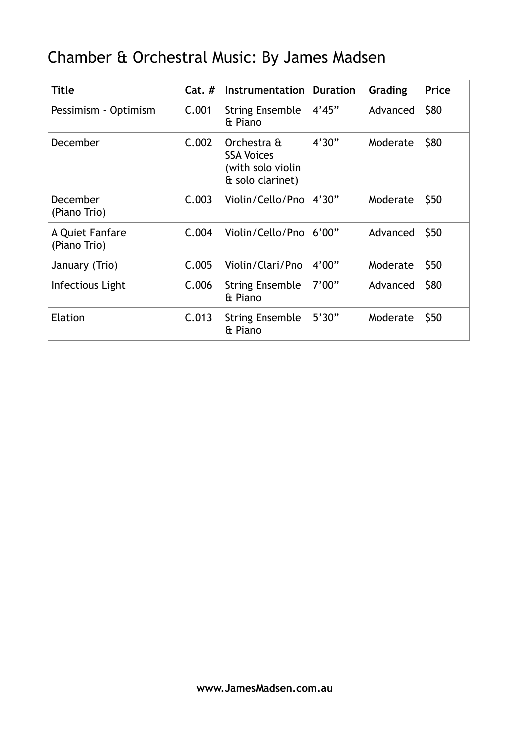# Chamber & Orchestral Music: By James Madsen

| Title | Cat. # | Instrumentation | Duration | Grading | Price |
|---|---|---|---|---|---|
| Pessimism - Optimism | C.001 | String Ensemble & Piano | 4’45” | Advanced | $80 |
| December | C.002 | Orchestra & SSA Voices (with solo violin & solo clarinet) | 4’30” | Moderate | $80 |
| December (Piano Trio) | C.003 | Violin/Cello/Pno | 4’30” | Moderate | $50 |
| A Quiet Fanfare (Piano Trio) | C.004 | Violin/Cello/Pno | 6’00” | Advanced | $50 |
| January (Trio) | C.005 | Violin/Clari/Pno | 4’00” | Moderate | $50 |
| Infectious Light | C.006 | String Ensemble & Piano | 7’00” | Advanced | $80 |
| Elation | C.013 | String Ensemble & Piano | 5’30” | Moderate | $50 |

**www.JamesMadsen.com.au**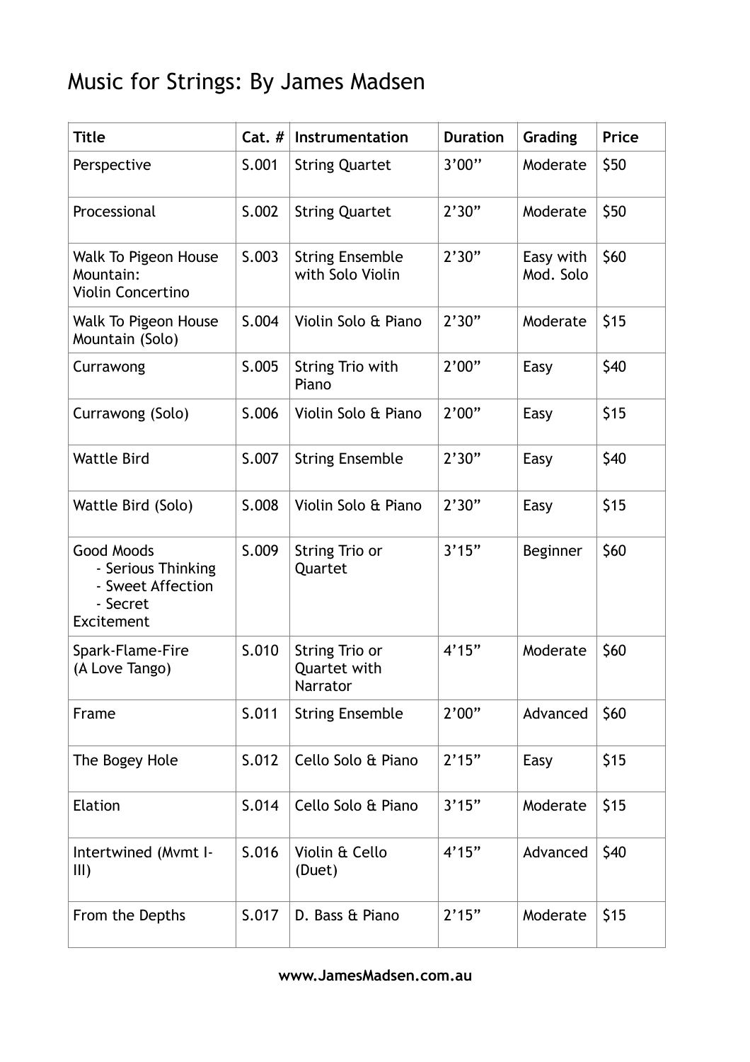# Music for Strings: By James Madsen

| Title | Cat. # | Instrumentation | Duration | Grading | Price |
|---|---|---|---|---|---|
| Perspective | S.001 | String Quartet | 3'00'' | Moderate | $50 |
| Processional | S.002 | String Quartet | 2'30" | Moderate | $50 |
| Walk To Pigeon House Mountain: Violin Concertino | S.003 | String Ensemble with Solo Violin | 2'30" | Easy with Mod. Solo | $60 |
| Walk To Pigeon House Mountain (Solo) | S.004 | Violin Solo & Piano | 2'30" | Moderate | $15 |
| Currawong | S.005 | String Trio with Piano | 2'00" | Easy | $40 |
| Currawong (Solo) | S.006 | Violin Solo & Piano | 2'00" | Easy | $15 |
| Wattle Bird | S.007 | String Ensemble | 2'30" | Easy | $40 |
| Wattle Bird (Solo) | S.008 | Violin Solo & Piano | 2'30" | Easy | $15 |
| Good Moods<br>- Serious Thinking<br>- Sweet Affection<br>- Secret Excitement | S.009 | String Trio or Quartet | 3'15" | Beginner | $60 |
| Spark-Flame-Fire (A Love Tango) | S.010 | String Trio or Quartet with Narrator | 4'15" | Moderate | $60 |
| Frame | S.011 | String Ensemble | 2'00" | Advanced | $60 |
| The Bogey Hole | S.012 | Cello Solo & Piano | 2'15" | Easy | $15 |
| Elation | S.014 | Cello Solo & Piano | 3'15" | Moderate | $15 |
| Intertwined (Mvmt I-III) | S.016 | Violin & Cello (Duet) | 4'15" | Advanced | $40 |
| From the Depths | S.017 | D. Bass & Piano | 2'15" | Moderate | $15 |

**www.JamesMadsen.com.au**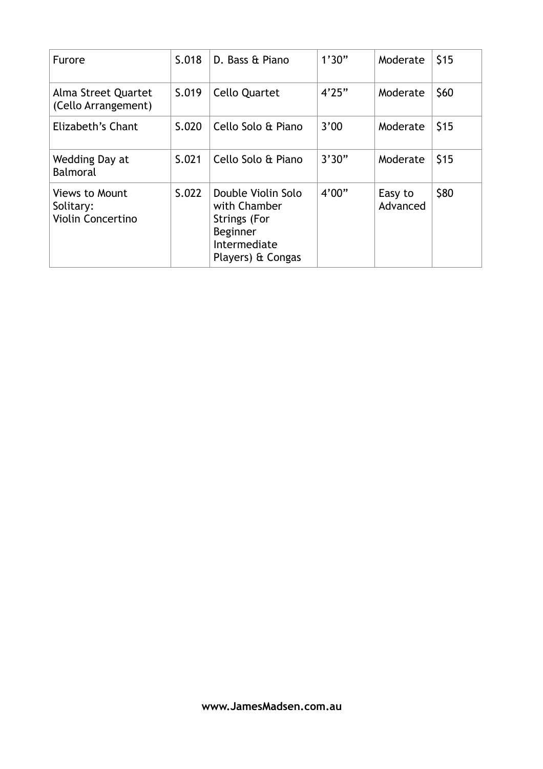| | | | | | |
|---|---|---|---|---|---|
| Furore | S.018 | D. Bass & Piano | 1’30” | Moderate | $15 |
| Alma Street Quartet (Cello Arrangement) | S.019 | Cello Quartet | 4’25” | Moderate | $60 |
| Elizabeth’s Chant | S.020 | Cello Solo & Piano | 3’00 | Moderate | $15 |
| Wedding Day at Balmoral | S.021 | Cello Solo & Piano | 3’30” | Moderate | $15 |
| Views to Mount Solitary: Violin Concertino | S.022 | Double Violin Solo with Chamber Strings (For Beginner Intermediate Players) & Congas | 4’00” | Easy to Advanced | $80 |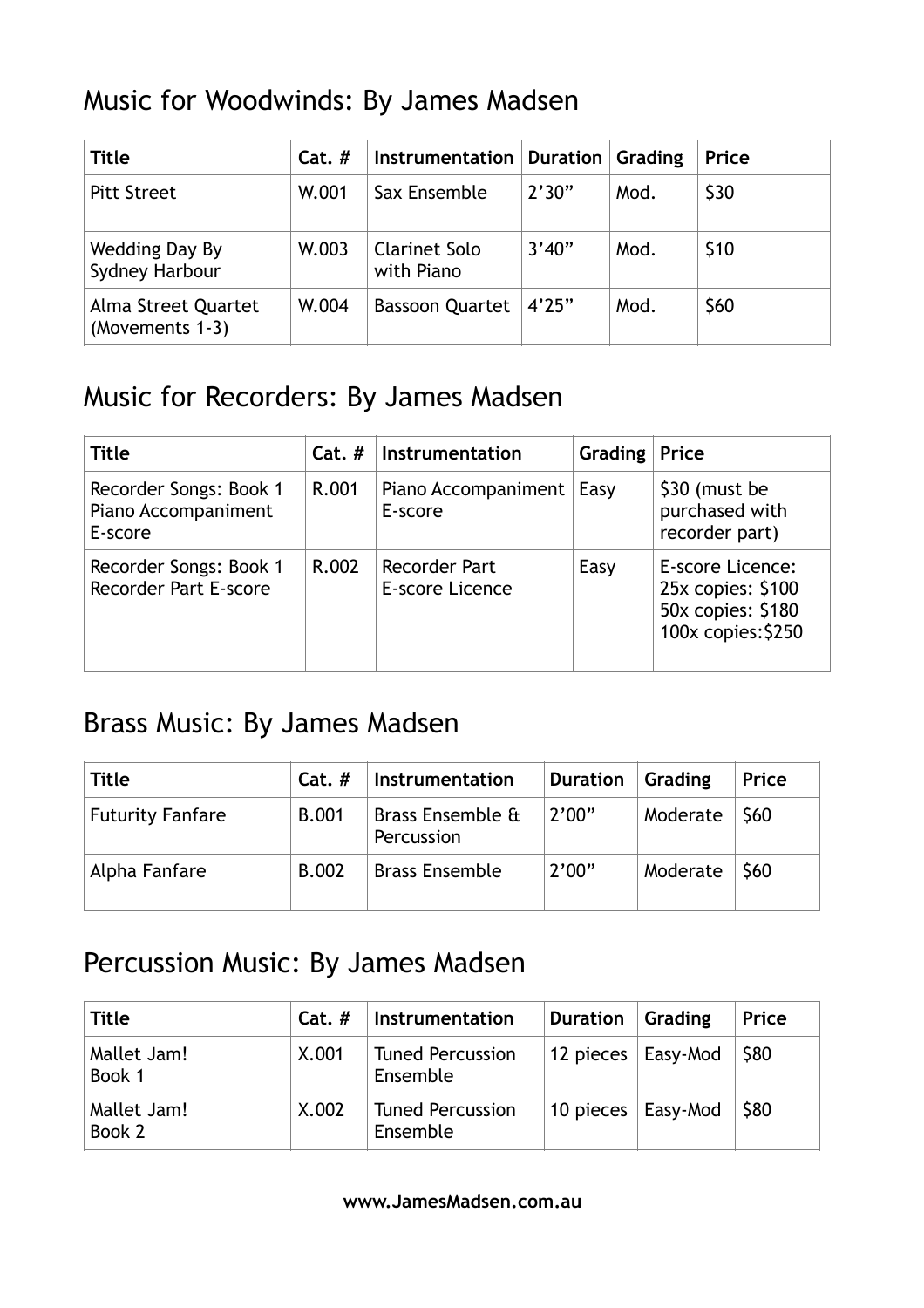## Music for Woodwinds: By James Madsen

| Title | Cat. # | Instrumentation | Duration | Grading | Price |
|---|---|---|---|---|---|
| Pitt Street | W.001 | Sax Ensemble | 2'30" | Mod. | $30 |
| Wedding Day By Sydney Harbour | W.003 | Clarinet Solo with Piano | 3'40" | Mod. | $10 |
| Alma Street Quartet (Movements 1-3) | W.004 | Bassoon Quartet | 4'25" | Mod. | $60 |

## Music for Recorders: By James Madsen

| Title | Cat. # | Instrumentation | Grading | Price |
|---|---|---|---|---|
| Recorder Songs: Book 1 Piano Accompaniment E-score | R.001 | Piano Accompaniment E-score | Easy | $30 (must be purchased with recorder part) |
| Recorder Songs: Book 1 Recorder Part E-score | R.002 | Recorder Part E-score Licence | Easy | E-score Licence: 25x copies: $100 50x copies: $180 100x copies:$250 |

## Brass Music: By James Madsen

| Title | Cat. # | Instrumentation | Duration | Grading | Price |
|---|---|---|---|---|---|
| Futurity Fanfare | B.001 | Brass Ensemble & Percussion | 2'00" | Moderate | $60 |
| Alpha Fanfare | B.002 | Brass Ensemble | 2'00" | Moderate | $60 |

## Percussion Music: By James Madsen

| Title | Cat. # | Instrumentation | Duration | Grading | Price |
|---|---|---|---|---|---|
| Mallet Jam! Book 1 | X.001 | Tuned Percussion Ensemble | 12 pieces | Easy-Mod | $80 |
| Mallet Jam! Book 2 | X.002 | Tuned Percussion Ensemble | 10 pieces | Easy-Mod | $80 |

**www.JamesMadsen.com.au**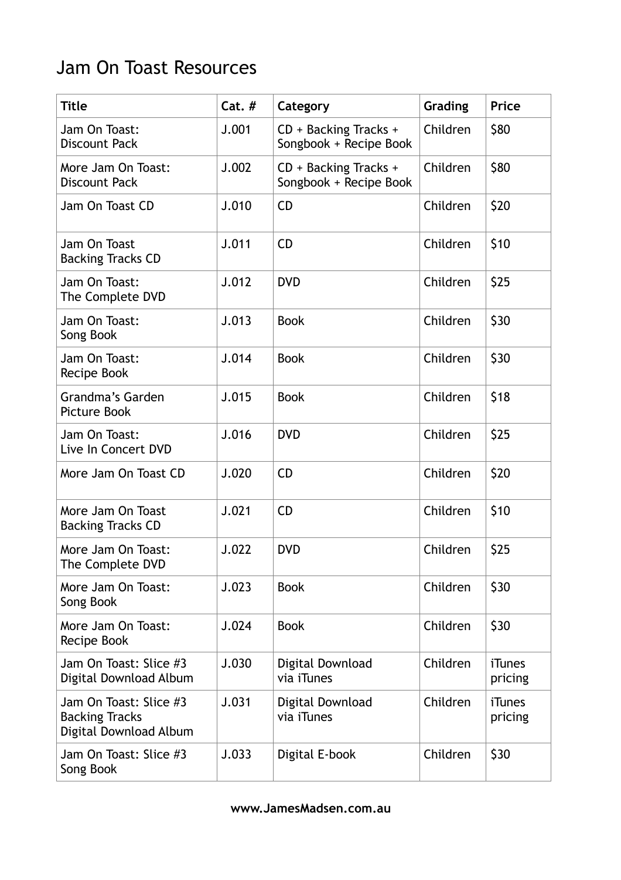# Jam On Toast Resources

| Title | Cat. # | Category | Grading | Price |
|---|---|---|---|---|
| Jam On Toast: Discount Pack | J.001 | CD + Backing Tracks + Songbook + Recipe Book | Children | $80 |
| More Jam On Toast: Discount Pack | J.002 | CD + Backing Tracks + Songbook + Recipe Book | Children | $80 |
| Jam On Toast CD | J.010 | CD | Children | $20 |
| Jam On Toast Backing Tracks CD | J.011 | CD | Children | $10 |
| Jam On Toast: The Complete DVD | J.012 | DVD | Children | $25 |
| Jam On Toast: Song Book | J.013 | Book | Children | $30 |
| Jam On Toast: Recipe Book | J.014 | Book | Children | $30 |
| Grandma's Garden Picture Book | J.015 | Book | Children | $18 |
| Jam On Toast: Live In Concert DVD | J.016 | DVD | Children | $25 |
| More Jam On Toast CD | J.020 | CD | Children | $20 |
| More Jam On Toast Backing Tracks CD | J.021 | CD | Children | $10 |
| More Jam On Toast: The Complete DVD | J.022 | DVD | Children | $25 |
| More Jam On Toast: Song Book | J.023 | Book | Children | $30 |
| More Jam On Toast: Recipe Book | J.024 | Book | Children | $30 |
| Jam On Toast: Slice #3 Digital Download Album | J.030 | Digital Download via iTunes | Children | iTunes pricing |
| Jam On Toast: Slice #3 Backing Tracks Digital Download Album | J.031 | Digital Download via iTunes | Children | iTunes pricing |
| Jam On Toast: Slice #3 Song Book | J.033 | Digital E-book | Children | $30 |

**www.JamesMadsen.com.au**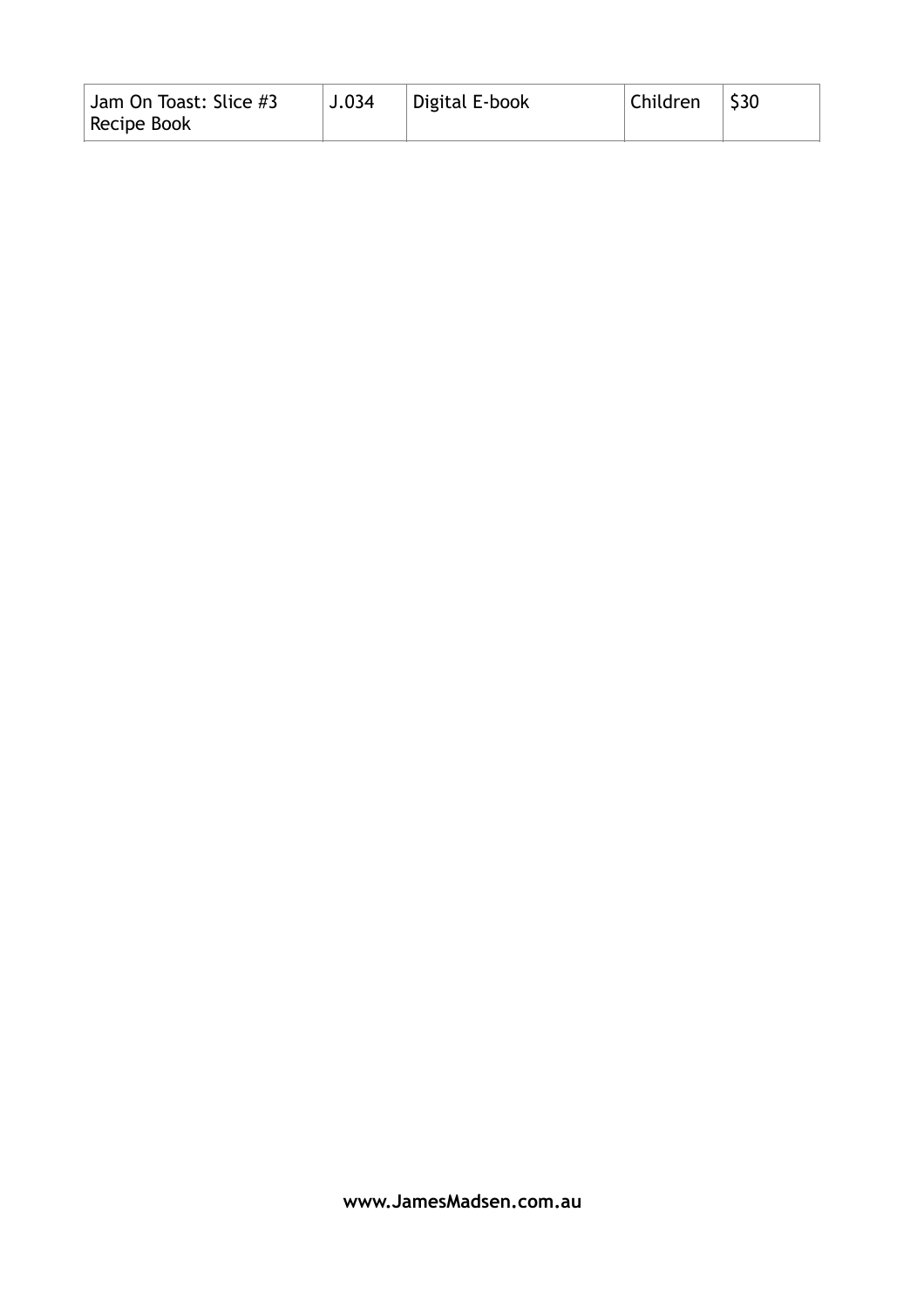| | | | | |
|---|---|---|---|---|
| Jam On Toast: Slice #3 Recipe Book | J.034 | Digital E-book | Children | $30 |